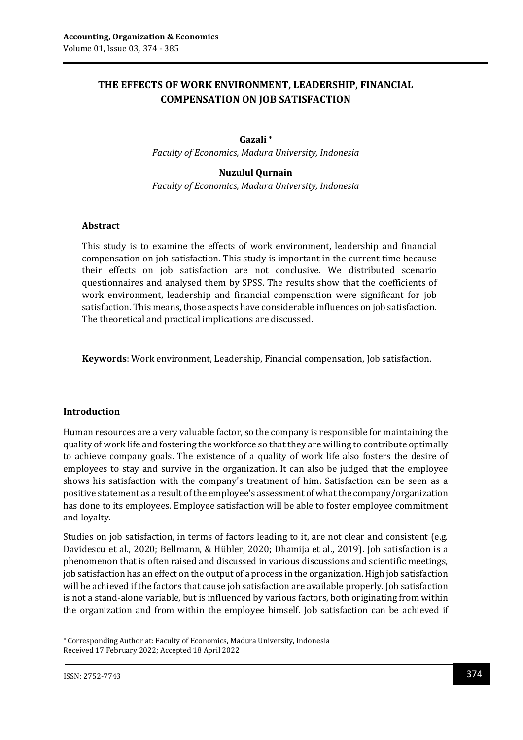# THE EFFECTS OF WORK ENVIRONMENT, LEADERSHIP, FINANCIAL COMPENSATION ON JOB SATISFACTION

**Gazali** *

*Faculty of Economics, Madura University, Indonesia*

**Nuzulul Qurnain**

*Faculty of Economics, Madura University, Indonesia*

## Abstract

This study is to examine the effects of work environment, leadership and financial compensation on job satisfaction. This study is important in the current time because their effects on job satisfaction are not conclusive. We distributed scenario questionnaires and analysed them by SPSS. The results show that the coefficients of work environment, leadership and financial compensation were significant for job satisfaction. This means, those aspects have considerable influences on job satisfaction. The theoretical and practical implications are discussed.

**Keywords**: Work environment, Leadership, Financial compensation, Job satisfaction.

## Introduction

Human resources are a very valuable factor, so the company is responsible for maintaining the quality of work life and fostering the workforce so that they are willing to contribute optimally to achieve company goals. The existence of a quality of work life also fosters the desire of employees to stay and survive in the organization. It can also be judged that the employee shows his satisfaction with the company's treatment of him. Satisfaction can be seen as a positive statement as a result of the employee's assessment of what the company/organization has done to its employees. Employee satisfaction will be able to foster employee commitment and loyalty.

Studies on job satisfaction, in terms of factors leading to it, are not clear and consistent (e.g. Davidescu et al., 2020; Bellmann, & Hübler, 2020; Dhamija et al., 2019). Job satisfaction is a phenomenon that is often raised and discussed in various discussions and scientific meetings, job satisfaction has an effect on the output of a process in the organization. High job satisfaction will be achieved if the factors that cause job satisfaction are available properly. Job satisfaction is not a stand-alone variable, but is influenced by various factors, both originating from within the organization and from within the employee himself. Job satisfaction can be achieved if

---

* Corresponding Author at: Faculty of Economics, Madura University, Indonesia
Received 17 February 2022; Accepted 18 April 2022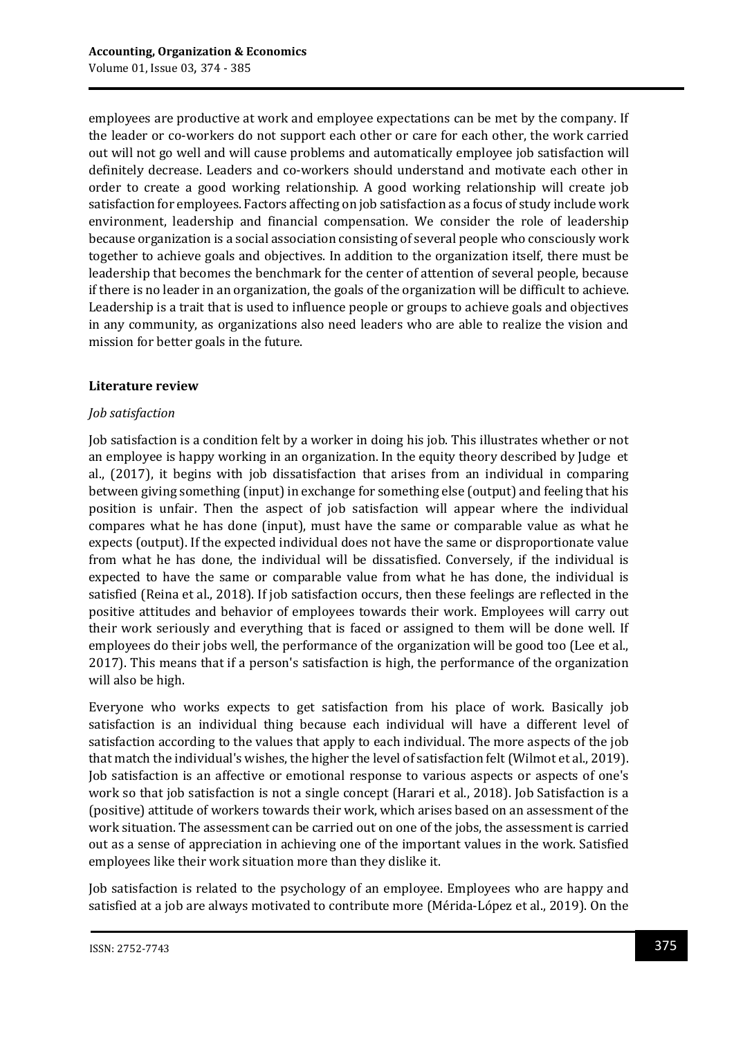employees are productive at work and employee expectations can be met by the company. If the leader or co-workers do not support each other or care for each other, the work carried out will not go well and will cause problems and automatically employee job satisfaction will definitely decrease. Leaders and co-workers should understand and motivate each other in order to create a good working relationship. A good working relationship will create job satisfaction for employees. Factors affecting on job satisfaction as a focus of study include work environment, leadership and financial compensation. We consider the role of leadership because organization is a social association consisting of several people who consciously work together to achieve goals and objectives. In addition to the organization itself, there must be leadership that becomes the benchmark for the center of attention of several people, because if there is no leader in an organization, the goals of the organization will be difficult to achieve. Leadership is a trait that is used to influence people or groups to achieve goals and objectives in any community, as organizations also need leaders who are able to realize the vision and mission for better goals in the future.

## Literature review

### *Job satisfaction*

Job satisfaction is a condition felt by a worker in doing his job. This illustrates whether or not an employee is happy working in an organization. In the equity theory described by Judge et al., (2017), it begins with job dissatisfaction that arises from an individual in comparing between giving something (input) in exchange for something else (output) and feeling that his position is unfair. Then the aspect of job satisfaction will appear where the individual compares what he has done (input), must have the same or comparable value as what he expects (output). If the expected individual does not have the same or disproportionate value from what he has done, the individual will be dissatisfied. Conversely, if the individual is expected to have the same or comparable value from what he has done, the individual is satisfied (Reina et al., 2018). If job satisfaction occurs, then these feelings are reflected in the positive attitudes and behavior of employees towards their work. Employees will carry out their work seriously and everything that is faced or assigned to them will be done well. If employees do their jobs well, the performance of the organization will be good too (Lee et al., 2017). This means that if a person's satisfaction is high, the performance of the organization will also be high.

Everyone who works expects to get satisfaction from his place of work. Basically job satisfaction is an individual thing because each individual will have a different level of satisfaction according to the values that apply to each individual. The more aspects of the job that match the individual's wishes, the higher the level of satisfaction felt (Wilmot et al., 2019). Job satisfaction is an affective or emotional response to various aspects or aspects of one's work so that job satisfaction is not a single concept (Harari et al., 2018). Job Satisfaction is a (positive) attitude of workers towards their work, which arises based on an assessment of the work situation. The assessment can be carried out on one of the jobs, the assessment is carried out as a sense of appreciation in achieving one of the important values in the work. Satisfied employees like their work situation more than they dislike it.

Job satisfaction is related to the psychology of an employee. Employees who are happy and satisfied at a job are always motivated to contribute more (Mérida-López et al., 2019). On the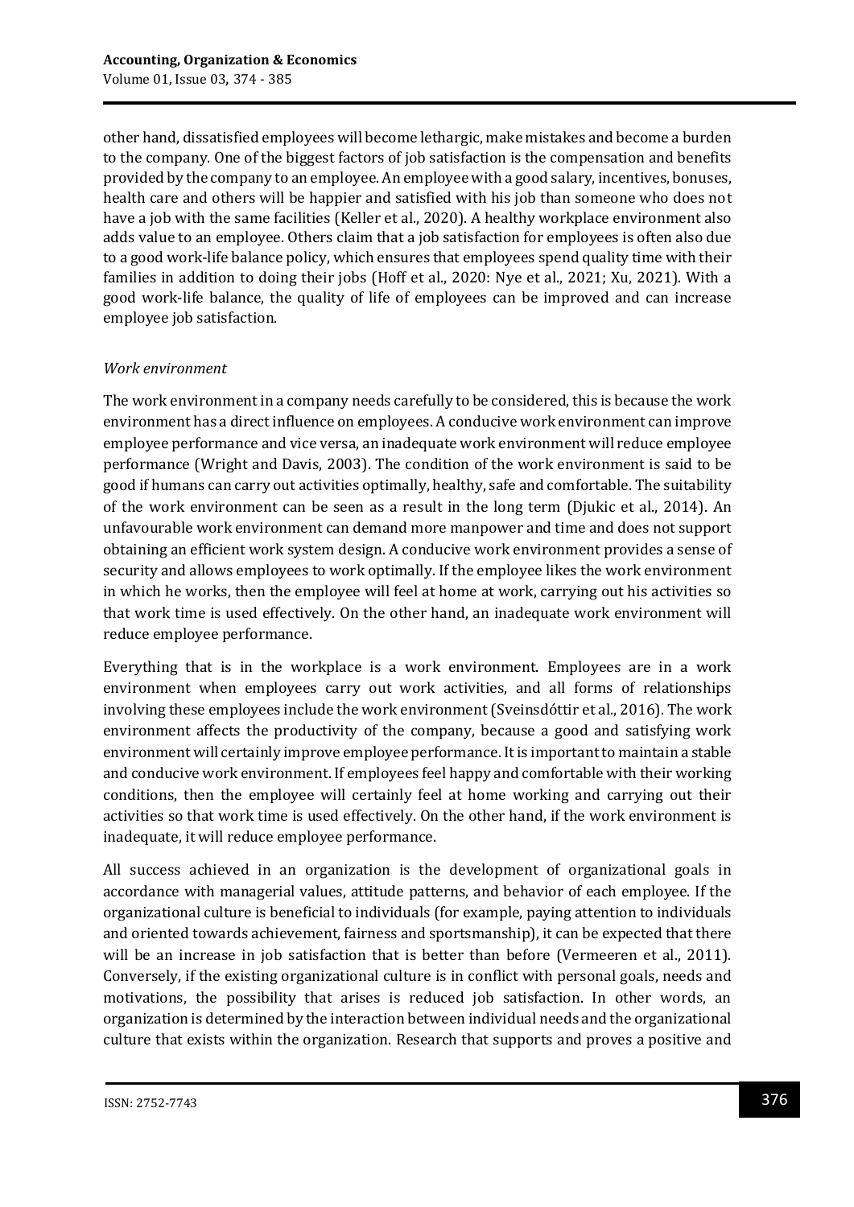other hand, dissatisfied employees will become lethargic, make mistakes and become a burden to the company. One of the biggest factors of job satisfaction is the compensation and benefits provided by the company to an employee. An employee with a good salary, incentives, bonuses, health care and others will be happier and satisfied with his job than someone who does not have a job with the same facilities (Keller et al., 2020). A healthy workplace environment also adds value to an employee. Others claim that a job satisfaction for employees is often also due to a good work-life balance policy, which ensures that employees spend quality time with their families in addition to doing their jobs (Hoff et al., 2020: Nye et al., 2021; Xu, 2021). With a good work-life balance, the quality of life of employees can be improved and can increase employee job satisfaction.

*Work environment*

The work environment in a company needs carefully to be considered, this is because the work environment has a direct influence on employees. A conducive work environment can improve employee performance and vice versa, an inadequate work environment will reduce employee performance (Wright and Davis, 2003). The condition of the work environment is said to be good if humans can carry out activities optimally, healthy, safe and comfortable. The suitability of the work environment can be seen as a result in the long term (Djukic et al., 2014). An unfavourable work environment can demand more manpower and time and does not support obtaining an efficient work system design. A conducive work environment provides a sense of security and allows employees to work optimally. If the employee likes the work environment in which he works, then the employee will feel at home at work, carrying out his activities so that work time is used effectively. On the other hand, an inadequate work environment will reduce employee performance.

Everything that is in the workplace is a work environment. Employees are in a work environment when employees carry out work activities, and all forms of relationships involving these employees include the work environment (Sveinsdóttir et al., 2016). The work environment affects the productivity of the company, because a good and satisfying work environment will certainly improve employee performance. It is important to maintain a stable and conducive work environment. If employees feel happy and comfortable with their working conditions, then the employee will certainly feel at home working and carrying out their activities so that work time is used effectively. On the other hand, if the work environment is inadequate, it will reduce employee performance.

All success achieved in an organization is the development of organizational goals in accordance with managerial values, attitude patterns, and behavior of each employee. If the organizational culture is beneficial to individuals (for example, paying attention to individuals and oriented towards achievement, fairness and sportsmanship), it can be expected that there will be an increase in job satisfaction that is better than before (Vermeeren et al., 2011). Conversely, if the existing organizational culture is in conflict with personal goals, needs and motivations, the possibility that arises is reduced job satisfaction. In other words, an organization is determined by the interaction between individual needs and the organizational culture that exists within the organization. Research that supports and proves a positive and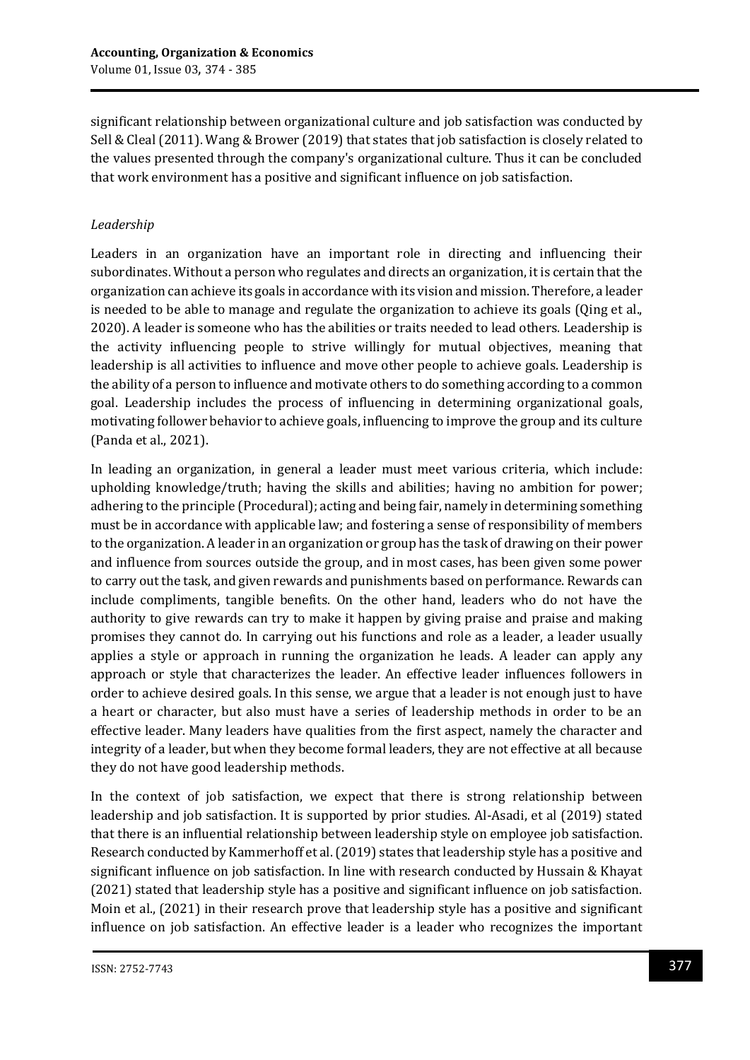significant relationship between organizational culture and job satisfaction was conducted by Sell & Cleal (2011). Wang & Brower (2019) that states that job satisfaction is closely related to the values presented through the company's organizational culture. Thus it can be concluded that work environment has a positive and significant influence on job satisfaction.

*Leadership*

Leaders in an organization have an important role in directing and influencing their subordinates. Without a person who regulates and directs an organization, it is certain that the organization can achieve its goals in accordance with its vision and mission. Therefore, a leader is needed to be able to manage and regulate the organization to achieve its goals (Qing et al., 2020). A leader is someone who has the abilities or traits needed to lead others. Leadership is the activity influencing people to strive willingly for mutual objectives, meaning that leadership is all activities to influence and move other people to achieve goals. Leadership is the ability of a person to influence and motivate others to do something according to a common goal. Leadership includes the process of influencing in determining organizational goals, motivating follower behavior to achieve goals, influencing to improve the group and its culture (Panda et al., 2021).

In leading an organization, in general a leader must meet various criteria, which include: upholding knowledge/truth; having the skills and abilities; having no ambition for power; adhering to the principle (Procedural); acting and being fair, namely in determining something must be in accordance with applicable law; and fostering a sense of responsibility of members to the organization. A leader in an organization or group has the task of drawing on their power and influence from sources outside the group, and in most cases, has been given some power to carry out the task, and given rewards and punishments based on performance. Rewards can include compliments, tangible benefits. On the other hand, leaders who do not have the authority to give rewards can try to make it happen by giving praise and praise and making promises they cannot do. In carrying out his functions and role as a leader, a leader usually applies a style or approach in running the organization he leads. A leader can apply any approach or style that characterizes the leader. An effective leader influences followers in order to achieve desired goals. In this sense, we argue that a leader is not enough just to have a heart or character, but also must have a series of leadership methods in order to be an effective leader. Many leaders have qualities from the first aspect, namely the character and integrity of a leader, but when they become formal leaders, they are not effective at all because they do not have good leadership methods.

In the context of job satisfaction, we expect that there is strong relationship between leadership and job satisfaction. It is supported by prior studies. Al-Asadi, et al (2019) stated that there is an influential relationship between leadership style on employee job satisfaction. Research conducted by Kammerhoff et al. (2019) states that leadership style has a positive and significant influence on job satisfaction. In line with research conducted by Hussain & Khayat (2021) stated that leadership style has a positive and significant influence on job satisfaction. Moin et al., (2021) in their research prove that leadership style has a positive and significant influence on job satisfaction. An effective leader is a leader who recognizes the important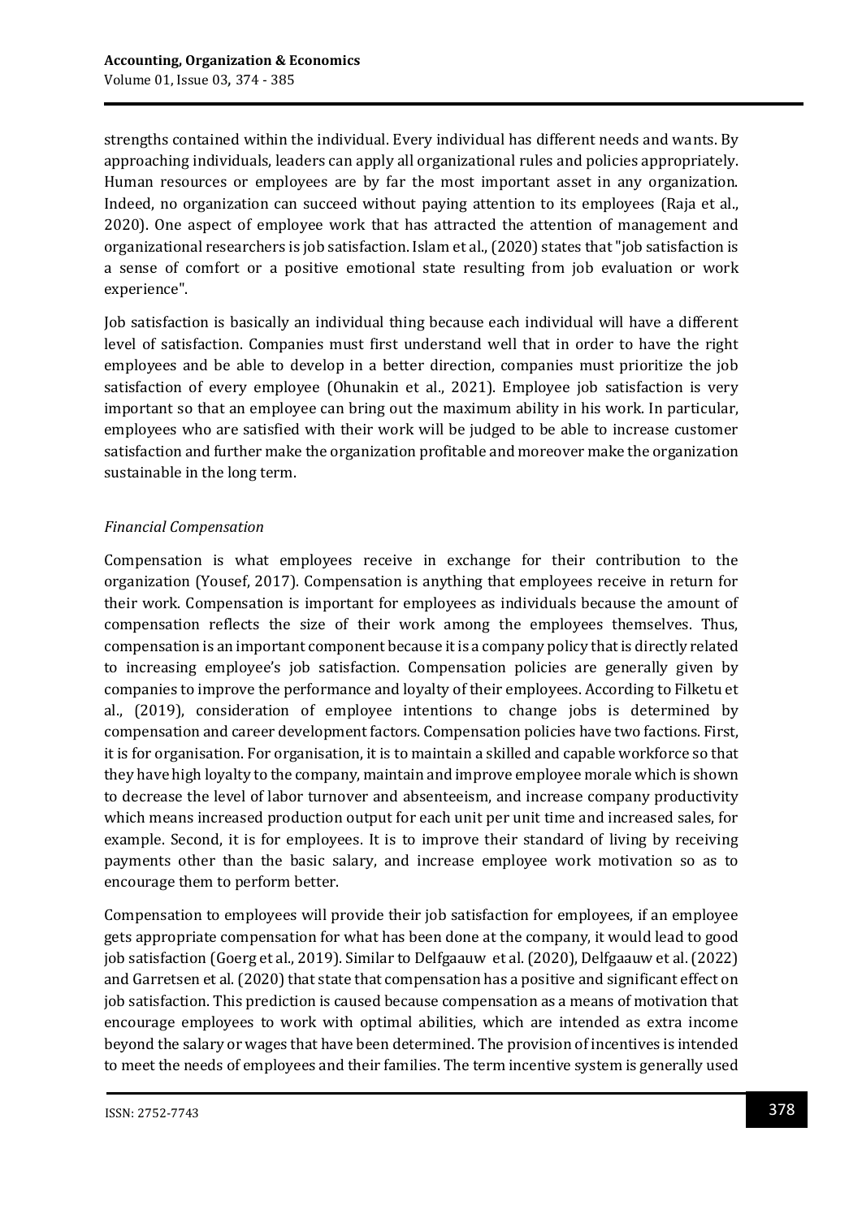strengths contained within the individual. Every individual has different needs and wants. By approaching individuals, leaders can apply all organizational rules and policies appropriately. Human resources or employees are by far the most important asset in any organization. Indeed, no organization can succeed without paying attention to its employees (Raja et al., 2020). One aspect of employee work that has attracted the attention of management and organizational researchers is job satisfaction. Islam et al., (2020) states that "job satisfaction is a sense of comfort or a positive emotional state resulting from job evaluation or work experience".

Job satisfaction is basically an individual thing because each individual will have a different level of satisfaction. Companies must first understand well that in order to have the right employees and be able to develop in a better direction, companies must prioritize the job satisfaction of every employee (Ohunakin et al., 2021). Employee job satisfaction is very important so that an employee can bring out the maximum ability in his work. In particular, employees who are satisfied with their work will be judged to be able to increase customer satisfaction and further make the organization profitable and moreover make the organization sustainable in the long term.

*Financial Compensation*

Compensation is what employees receive in exchange for their contribution to the organization (Yousef, 2017). Compensation is anything that employees receive in return for their work. Compensation is important for employees as individuals because the amount of compensation reflects the size of their work among the employees themselves. Thus, compensation is an important component because it is a company policy that is directly related to increasing employee's job satisfaction. Compensation policies are generally given by companies to improve the performance and loyalty of their employees. According to Filketu et al., (2019), consideration of employee intentions to change jobs is determined by compensation and career development factors. Compensation policies have two factions. First, it is for organisation. For organisation, it is to maintain a skilled and capable workforce so that they have high loyalty to the company, maintain and improve employee morale which is shown to decrease the level of labor turnover and absenteeism, and increase company productivity which means increased production output for each unit per unit time and increased sales, for example. Second, it is for employees. It is to improve their standard of living by receiving payments other than the basic salary, and increase employee work motivation so as to encourage them to perform better.

Compensation to employees will provide their job satisfaction for employees, if an employee gets appropriate compensation for what has been done at the company, it would lead to good job satisfaction (Goerg et al., 2019). Similar to Delfgaauw et al. (2020), Delfgaauw et al. (2022) and Garretsen et al. (2020) that state that compensation has a positive and significant effect on job satisfaction. This prediction is caused because compensation as a means of motivation that encourage employees to work with optimal abilities, which are intended as extra income beyond the salary or wages that have been determined. The provision of incentives is intended to meet the needs of employees and their families. The term incentive system is generally used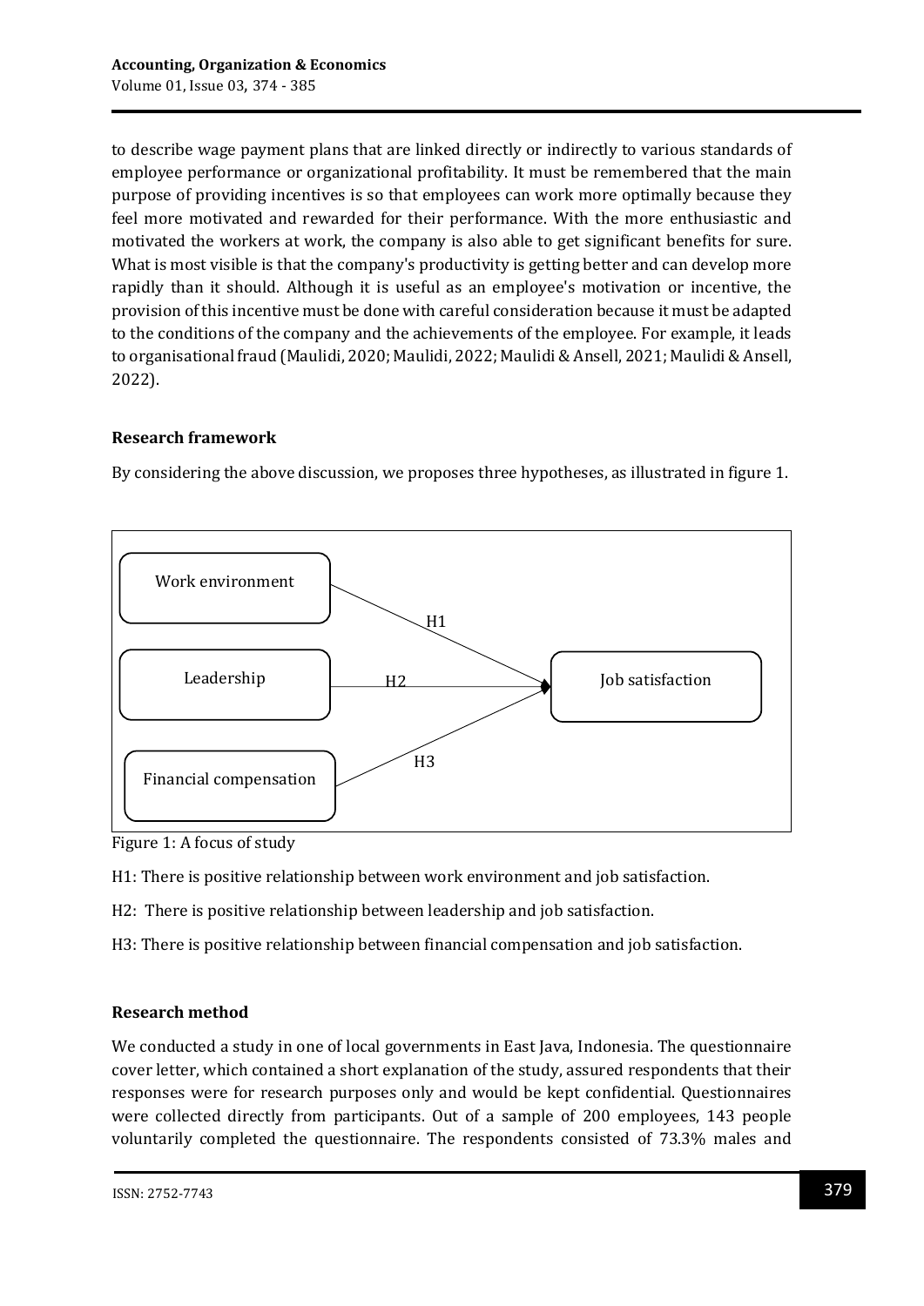to describe wage payment plans that are linked directly or indirectly to various standards of employee performance or organizational profitability. It must be remembered that the main purpose of providing incentives is so that employees can work more optimally because they feel more motivated and rewarded for their performance. With the more enthusiastic and motivated the workers at work, the company is also able to get significant benefits for sure. What is most visible is that the company's productivity is getting better and can develop more rapidly than it should. Although it is useful as an employee's motivation or incentive, the provision of this incentive must be done with careful consideration because it must be adapted to the conditions of the company and the achievements of the employee. For example, it leads to organisational fraud (Maulidi, 2020; Maulidi, 2022; Maulidi & Ansell, 2021; Maulidi & Ansell, 2022).

**Research framework**

By considering the above discussion, we proposes three hypotheses, as illustrated in figure 1.

Work environment → (H1) → Job satisfaction

Leadership → (H2) → Job satisfaction

Financial compensation → (H3) → Job satisfaction

Figure 1: A focus of study

H1: There is positive relationship between work environment and job satisfaction.

H2: There is positive relationship between leadership and job satisfaction.

H3: There is positive relationship between financial compensation and job satisfaction.

**Research method**

We conducted a study in one of local governments in East Java, Indonesia. The questionnaire cover letter, which contained a short explanation of the study, assured respondents that their responses were for research purposes only and would be kept confidential. Questionnaires were collected directly from participants. Out of a sample of 200 employees, 143 people voluntarily completed the questionnaire. The respondents consisted of 73.3% males and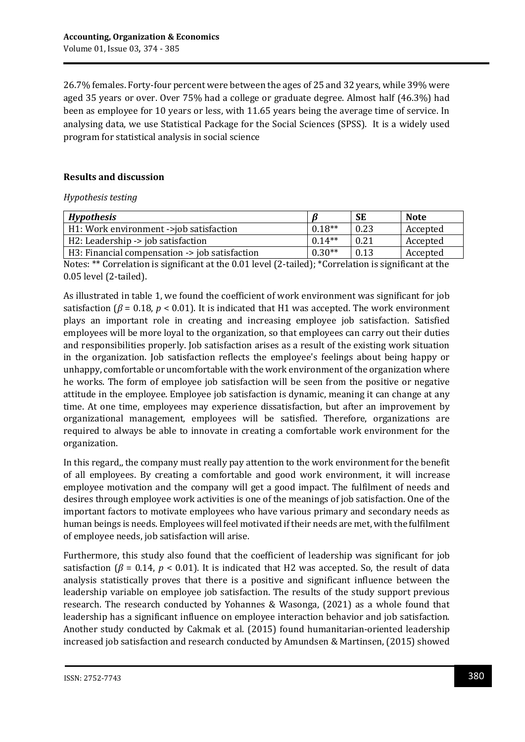26.7% females. Forty-four percent were between the ages of 25 and 32 years, while 39% were aged 35 years or over. Over 75% had a college or graduate degree. Almost half (46.3%) had been as employee for 10 years or less, with 11.65 years being the average time of service. In analysing data, we use Statistical Package for the Social Sciences (SPSS). It is a widely used program for statistical analysis in social science

## Results and discussion

*Hypothesis testing*

| *Hypothesis* | $\beta$ | SE | Note |
|---|---|---|---|
| H1: Work environment ->job satisfaction | 0.18** | 0.23 | Accepted |
| H2: Leadership -> job satisfaction | 0.14** | 0.21 | Accepted |
| H3: Financial compensation -> job satisfaction | 0.30** | 0.13 | Accepted |

Notes: ** Correlation is significant at the 0.01 level (2-tailed); *Correlation is significant at the 0.05 level (2-tailed).

As illustrated in table 1, we found the coefficient of work environment was significant for job satisfaction ($\beta$ = 0.18, $p$ < 0.01). It is indicated that H1 was accepted. The work environment plays an important role in creating and increasing employee job satisfaction. Satisfied employees will be more loyal to the organization, so that employees can carry out their duties and responsibilities properly. Job satisfaction arises as a result of the existing work situation in the organization. Job satisfaction reflects the employee's feelings about being happy or unhappy, comfortable or uncomfortable with the work environment of the organization where he works. The form of employee job satisfaction will be seen from the positive or negative attitude in the employee. Employee job satisfaction is dynamic, meaning it can change at any time. At one time, employees may experience dissatisfaction, but after an improvement by organizational management, employees will be satisfied. Therefore, organizations are required to always be able to innovate in creating a comfortable work environment for the organization.

In this regard,, the company must really pay attention to the work environment for the benefit of all employees. By creating a comfortable and good work environment, it will increase employee motivation and the company will get a good impact. The fulfilment of needs and desires through employee work activities is one of the meanings of job satisfaction. One of the important factors to motivate employees who have various primary and secondary needs as human beings is needs. Employees will feel motivated if their needs are met, with the fulfilment of employee needs, job satisfaction will arise.

Furthermore, this study also found that the coefficient of leadership was significant for job satisfaction ($\beta$ = 0.14, $p$ < 0.01). It is indicated that H2 was accepted. So, the result of data analysis statistically proves that there is a positive and significant influence between the leadership variable on employee job satisfaction. The results of the study support previous research. The research conducted by Yohannes & Wasonga, (2021) as a whole found that leadership has a significant influence on employee interaction behavior and job satisfaction. Another study conducted by Cakmak et al. (2015) found humanitarian-oriented leadership increased job satisfaction and research conducted by Amundsen & Martinsen, (2015) showed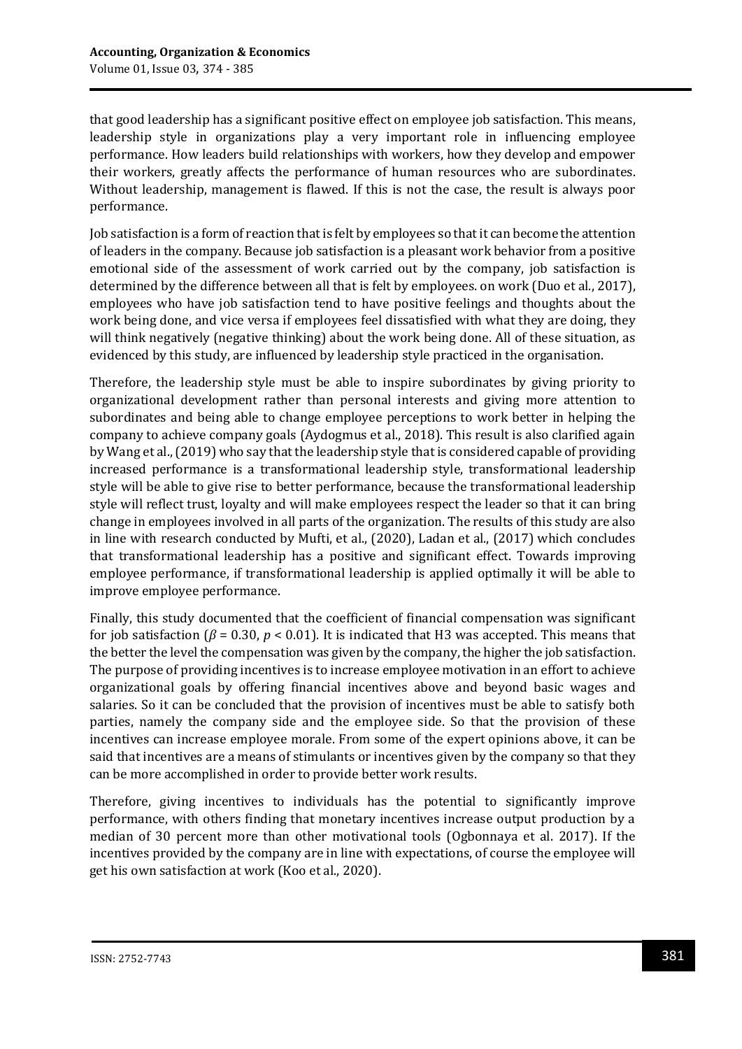that good leadership has a significant positive effect on employee job satisfaction. This means, leadership style in organizations play a very important role in influencing employee performance. How leaders build relationships with workers, how they develop and empower their workers, greatly affects the performance of human resources who are subordinates. Without leadership, management is flawed. If this is not the case, the result is always poor performance.

Job satisfaction is a form of reaction that is felt by employees so that it can become the attention of leaders in the company. Because job satisfaction is a pleasant work behavior from a positive emotional side of the assessment of work carried out by the company, job satisfaction is determined by the difference between all that is felt by employees. on work (Duo et al., 2017), employees who have job satisfaction tend to have positive feelings and thoughts about the work being done, and vice versa if employees feel dissatisfied with what they are doing, they will think negatively (negative thinking) about the work being done. All of these situation, as evidenced by this study, are influenced by leadership style practiced in the organisation.

Therefore, the leadership style must be able to inspire subordinates by giving priority to organizational development rather than personal interests and giving more attention to subordinates and being able to change employee perceptions to work better in helping the company to achieve company goals (Aydogmus et al., 2018). This result is also clarified again by Wang et al., (2019) who say that the leadership style that is considered capable of providing increased performance is a transformational leadership style, transformational leadership style will be able to give rise to better performance, because the transformational leadership style will reflect trust, loyalty and will make employees respect the leader so that it can bring change in employees involved in all parts of the organization. The results of this study are also in line with research conducted by Mufti, et al., (2020), Ladan et al., (2017) which concludes that transformational leadership has a positive and significant effect. Towards improving employee performance, if transformational leadership is applied optimally it will be able to improve employee performance.

Finally, this study documented that the coefficient of financial compensation was significant for job satisfaction ($\beta$ = 0.30, $p$ < 0.01). It is indicated that H3 was accepted. This means that the better the level the compensation was given by the company, the higher the job satisfaction. The purpose of providing incentives is to increase employee motivation in an effort to achieve organizational goals by offering financial incentives above and beyond basic wages and salaries. So it can be concluded that the provision of incentives must be able to satisfy both parties, namely the company side and the employee side. So that the provision of these incentives can increase employee morale. From some of the expert opinions above, it can be said that incentives are a means of stimulants or incentives given by the company so that they can be more accomplished in order to provide better work results.

Therefore, giving incentives to individuals has the potential to significantly improve performance, with others finding that monetary incentives increase output production by a median of 30 percent more than other motivational tools (Ogbonnaya et al. 2017). If the incentives provided by the company are in line with expectations, of course the employee will get his own satisfaction at work (Koo et al., 2020).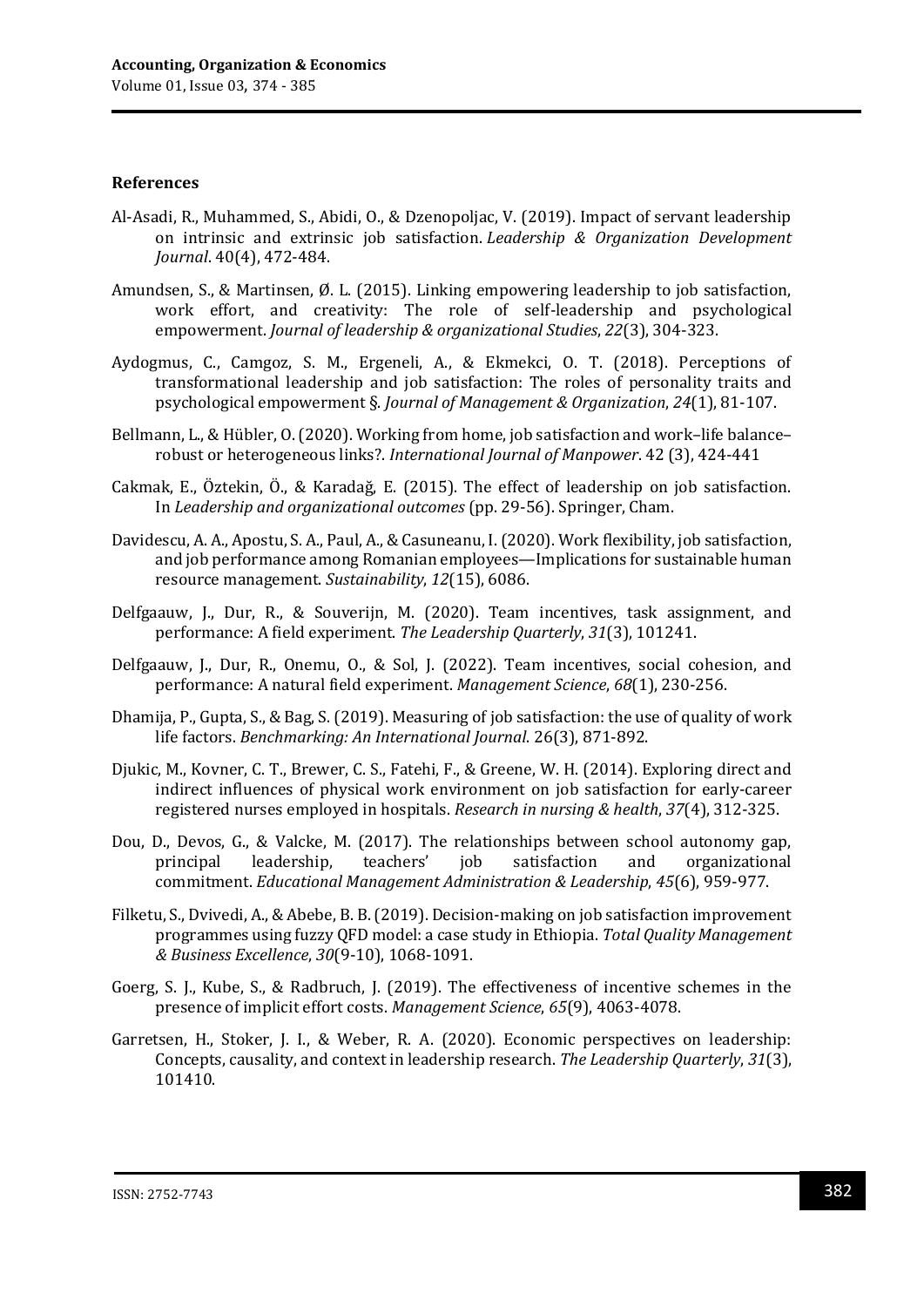**References**

Al-Asadi, R., Muhammed, S., Abidi, O., & Dzenopoljac, V. (2019). Impact of servant leadership on intrinsic and extrinsic job satisfaction. *Leadership & Organization Development Journal*. 40(4), 472-484.

Amundsen, S., & Martinsen, Ø. L. (2015). Linking empowering leadership to job satisfaction, work effort, and creativity: The role of self-leadership and psychological empowerment. *Journal of leadership & organizational Studies*, *22*(3), 304-323.

Aydogmus, C., Camgoz, S. M., Ergeneli, A., & Ekmekci, O. T. (2018). Perceptions of transformational leadership and job satisfaction: The roles of personality traits and psychological empowerment §. *Journal of Management & Organization*, *24*(1), 81-107.

Bellmann, L., & Hübler, O. (2020). Working from home, job satisfaction and work–life balance–robust or heterogeneous links?. *International Journal of Manpower*. 42 (3), 424-441

Cakmak, E., Öztekin, Ö., & Karadağ, E. (2015). The effect of leadership on job satisfaction. In *Leadership and organizational outcomes* (pp. 29-56). Springer, Cham.

Davidescu, A. A., Apostu, S. A., Paul, A., & Casuneanu, I. (2020). Work flexibility, job satisfaction, and job performance among Romanian employees—Implications for sustainable human resource management. *Sustainability*, *12*(15), 6086.

Delfgaauw, J., Dur, R., & Souverijn, M. (2020). Team incentives, task assignment, and performance: A field experiment. *The Leadership Quarterly*, *31*(3), 101241.

Delfgaauw, J., Dur, R., Onemu, O., & Sol, J. (2022). Team incentives, social cohesion, and performance: A natural field experiment. *Management Science*, *68*(1), 230-256.

Dhamija, P., Gupta, S., & Bag, S. (2019). Measuring of job satisfaction: the use of quality of work life factors. *Benchmarking: An International Journal*. 26(3), 871-892.

Djukic, M., Kovner, C. T., Brewer, C. S., Fatehi, F., & Greene, W. H. (2014). Exploring direct and indirect influences of physical work environment on job satisfaction for early-career registered nurses employed in hospitals. *Research in nursing & health*, *37*(4), 312-325.

Dou, D., Devos, G., & Valcke, M. (2017). The relationships between school autonomy gap, principal leadership, teachers' job satisfaction and organizational commitment. *Educational Management Administration & Leadership*, *45*(6), 959-977.

Filketu, S., Dvivedi, A., & Abebe, B. B. (2019). Decision-making on job satisfaction improvement programmes using fuzzy QFD model: a case study in Ethiopia. *Total Quality Management & Business Excellence*, *30*(9-10), 1068-1091.

Goerg, S. J., Kube, S., & Radbruch, J. (2019). The effectiveness of incentive schemes in the presence of implicit effort costs. *Management Science*, *65*(9), 4063-4078.

Garretsen, H., Stoker, J. I., & Weber, R. A. (2020). Economic perspectives on leadership: Concepts, causality, and context in leadership research. *The Leadership Quarterly*, *31*(3), 101410.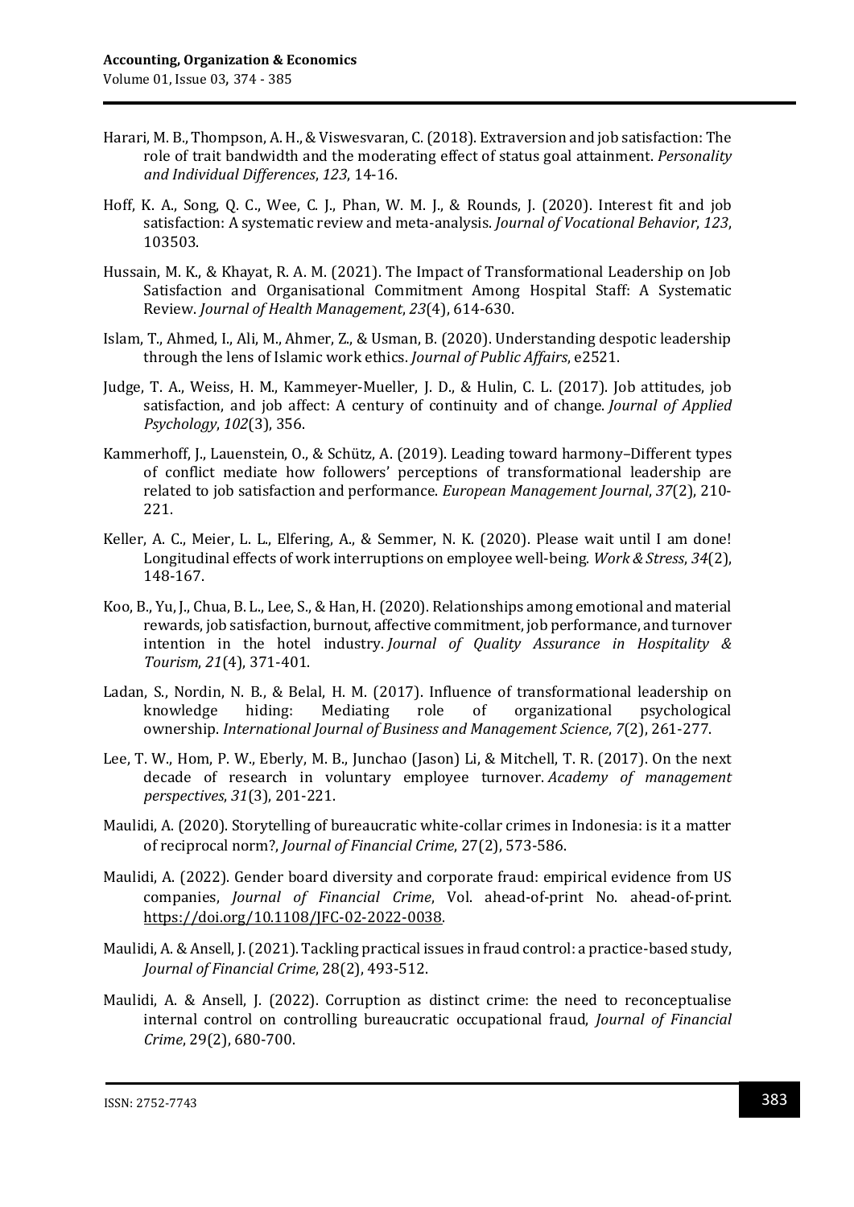Harari, M. B., Thompson, A. H., & Viswesvaran, C. (2018). Extraversion and job satisfaction: The role of trait bandwidth and the moderating effect of status goal attainment. *Personality and Individual Differences*, *123*, 14-16.

Hoff, K. A., Song, Q. C., Wee, C. J., Phan, W. M. J., & Rounds, J. (2020). Interest fit and job satisfaction: A systematic review and meta-analysis. *Journal of Vocational Behavior*, *123*, 103503.

Hussain, M. K., & Khayat, R. A. M. (2021). The Impact of Transformational Leadership on Job Satisfaction and Organisational Commitment Among Hospital Staff: A Systematic Review. *Journal of Health Management*, *23*(4), 614-630.

Islam, T., Ahmed, I., Ali, M., Ahmer, Z., & Usman, B. (2020). Understanding despotic leadership through the lens of Islamic work ethics. *Journal of Public Affairs*, e2521.

Judge, T. A., Weiss, H. M., Kammeyer-Mueller, J. D., & Hulin, C. L. (2017). Job attitudes, job satisfaction, and job affect: A century of continuity and of change. *Journal of Applied Psychology*, *102*(3), 356.

Kammerhoff, J., Lauenstein, O., & Schütz, A. (2019). Leading toward harmony–Different types of conflict mediate how followers' perceptions of transformational leadership are related to job satisfaction and performance. *European Management Journal*, *37*(2), 210-221.

Keller, A. C., Meier, L. L., Elfering, A., & Semmer, N. K. (2020). Please wait until I am done! Longitudinal effects of work interruptions on employee well-being. *Work & Stress*, *34*(2), 148-167.

Koo, B., Yu, J., Chua, B. L., Lee, S., & Han, H. (2020). Relationships among emotional and material rewards, job satisfaction, burnout, affective commitment, job performance, and turnover intention in the hotel industry. *Journal of Quality Assurance in Hospitality & Tourism*, *21*(4), 371-401.

Ladan, S., Nordin, N. B., & Belal, H. M. (2017). Influence of transformational leadership on knowledge hiding: Mediating role of organizational psychological ownership. *International Journal of Business and Management Science*, *7*(2), 261-277.

Lee, T. W., Hom, P. W., Eberly, M. B., Junchao (Jason) Li, & Mitchell, T. R. (2017). On the next decade of research in voluntary employee turnover. *Academy of management perspectives*, *31*(3), 201-221.

Maulidi, A. (2020). Storytelling of bureaucratic white-collar crimes in Indonesia: is it a matter of reciprocal norm?, *Journal of Financial Crime*, 27(2), 573-586.

Maulidi, A. (2022). Gender board diversity and corporate fraud: empirical evidence from US companies, *Journal of Financial Crime*, Vol. ahead-of-print No. ahead-of-print. https://doi.org/10.1108/JFC-02-2022-0038.

Maulidi, A. & Ansell, J. (2021). Tackling practical issues in fraud control: a practice-based study, *Journal of Financial Crime*, 28(2), 493-512.

Maulidi, A. & Ansell, J. (2022). Corruption as distinct crime: the need to reconceptualise internal control on controlling bureaucratic occupational fraud, *Journal of Financial Crime*, 29(2), 680-700.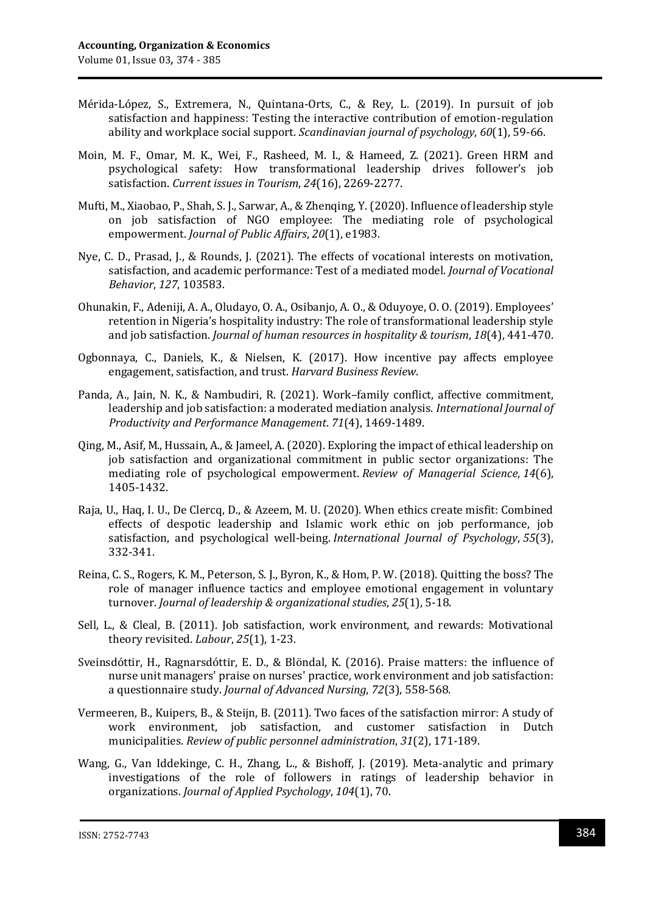Mérida-López, S., Extremera, N., Quintana-Orts, C., & Rey, L. (2019). In pursuit of job satisfaction and happiness: Testing the interactive contribution of emotion-regulation ability and workplace social support. *Scandinavian journal of psychology*, *60*(1), 59-66.

Moin, M. F., Omar, M. K., Wei, F., Rasheed, M. I., & Hameed, Z. (2021). Green HRM and psychological safety: How transformational leadership drives follower's job satisfaction. *Current issues in Tourism*, *24*(16), 2269-2277.

Mufti, M., Xiaobao, P., Shah, S. J., Sarwar, A., & Zhenqing, Y. (2020). Influence of leadership style on job satisfaction of NGO employee: The mediating role of psychological empowerment. *Journal of Public Affairs*, *20*(1), e1983.

Nye, C. D., Prasad, J., & Rounds, J. (2021). The effects of vocational interests on motivation, satisfaction, and academic performance: Test of a mediated model. *Journal of Vocational Behavior*, *127*, 103583.

Ohunakin, F., Adeniji, A. A., Oludayo, O. A., Osibanjo, A. O., & Oduyoye, O. O. (2019). Employees' retention in Nigeria's hospitality industry: The role of transformational leadership style and job satisfaction. *Journal of human resources in hospitality & tourism*, *18*(4), 441-470.

Ogbonnaya, C., Daniels, K., & Nielsen, K. (2017). How incentive pay affects employee engagement, satisfaction, and trust. *Harvard Business Review*.

Panda, A., Jain, N. K., & Nambudiri, R. (2021). Work–family conflict, affective commitment, leadership and job satisfaction: a moderated mediation analysis. *International Journal of Productivity and Performance Management*. *71*(4), 1469-1489.

Qing, M., Asif, M., Hussain, A., & Jameel, A. (2020). Exploring the impact of ethical leadership on job satisfaction and organizational commitment in public sector organizations: The mediating role of psychological empowerment. *Review of Managerial Science*, *14*(6), 1405-1432.

Raja, U., Haq, I. U., De Clercq, D., & Azeem, M. U. (2020). When ethics create misfit: Combined effects of despotic leadership and Islamic work ethic on job performance, job satisfaction, and psychological well-being. *International Journal of Psychology*, *55*(3), 332-341.

Reina, C. S., Rogers, K. M., Peterson, S. J., Byron, K., & Hom, P. W. (2018). Quitting the boss? The role of manager influence tactics and employee emotional engagement in voluntary turnover. *Journal of leadership & organizational studies*, *25*(1), 5-18.

Sell, L., & Cleal, B. (2011). Job satisfaction, work environment, and rewards: Motivational theory revisited. *Labour*, *25*(1), 1-23.

Sveinsdóttir, H., Ragnarsdóttir, E. D., & Blöndal, K. (2016). Praise matters: the influence of nurse unit managers' praise on nurses' practice, work environment and job satisfaction: a questionnaire study. *Journal of Advanced Nursing*, *72*(3), 558-568.

Vermeeren, B., Kuipers, B., & Steijn, B. (2011). Two faces of the satisfaction mirror: A study of work environment, job satisfaction, and customer satisfaction in Dutch municipalities. *Review of public personnel administration*, *31*(2), 171-189.

Wang, G., Van Iddekinge, C. H., Zhang, L., & Bishoff, J. (2019). Meta-analytic and primary investigations of the role of followers in ratings of leadership behavior in organizations. *Journal of Applied Psychology*, *104*(1), 70.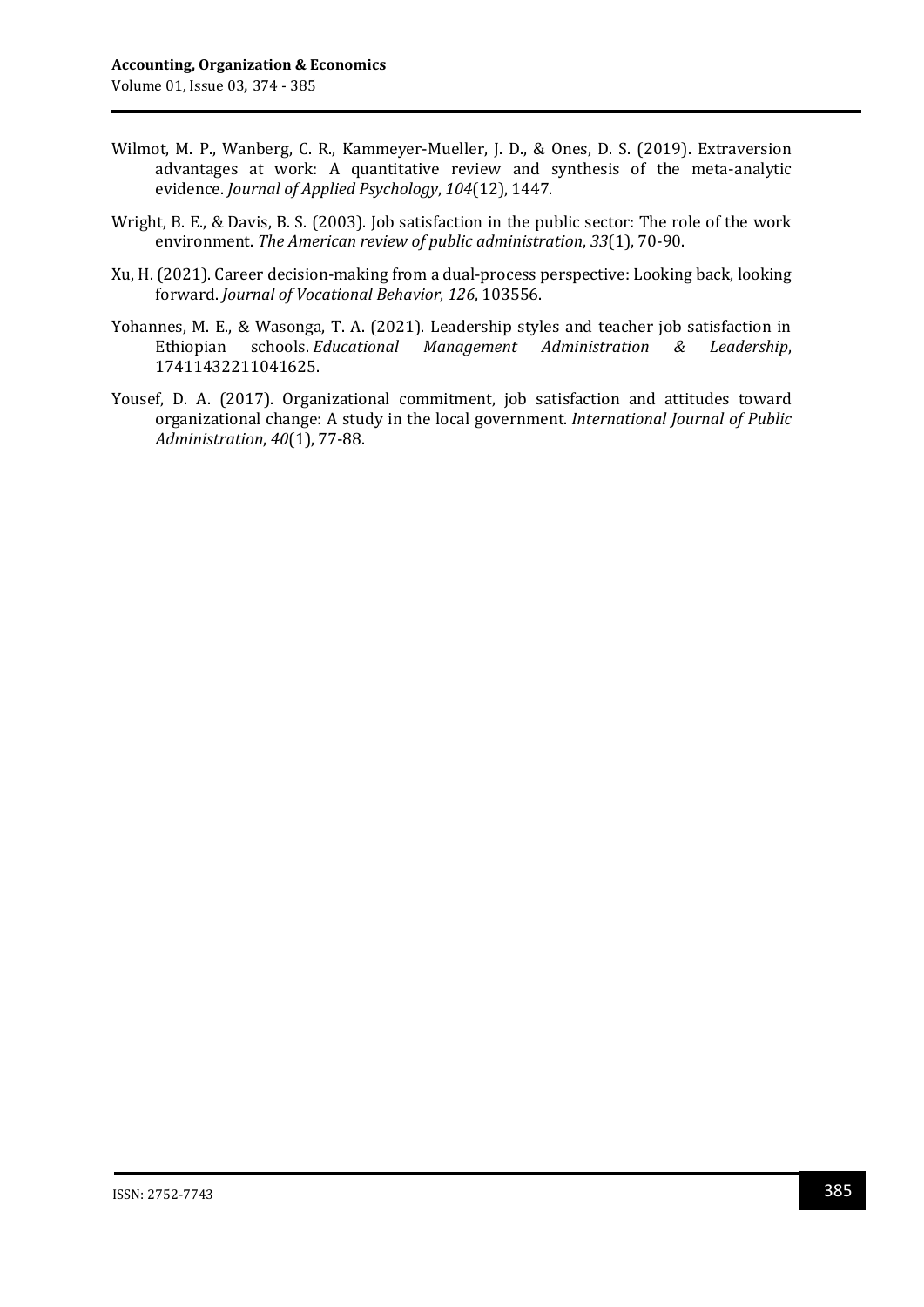Wilmot, M. P., Wanberg, C. R., Kammeyer-Mueller, J. D., & Ones, D. S. (2019). Extraversion advantages at work: A quantitative review and synthesis of the meta-analytic evidence. *Journal of Applied Psychology*, *104*(12), 1447.

Wright, B. E., & Davis, B. S. (2003). Job satisfaction in the public sector: The role of the work environment. *The American review of public administration*, *33*(1), 70-90.

Xu, H. (2021). Career decision-making from a dual-process perspective: Looking back, looking forward. *Journal of Vocational Behavior*, *126*, 103556.

Yohannes, M. E., & Wasonga, T. A. (2021). Leadership styles and teacher job satisfaction in Ethiopian schools. *Educational Management Administration & Leadership*, 17411432211041625.

Yousef, D. A. (2017). Organizational commitment, job satisfaction and attitudes toward organizational change: A study in the local government. *International Journal of Public Administration*, *40*(1), 77-88.